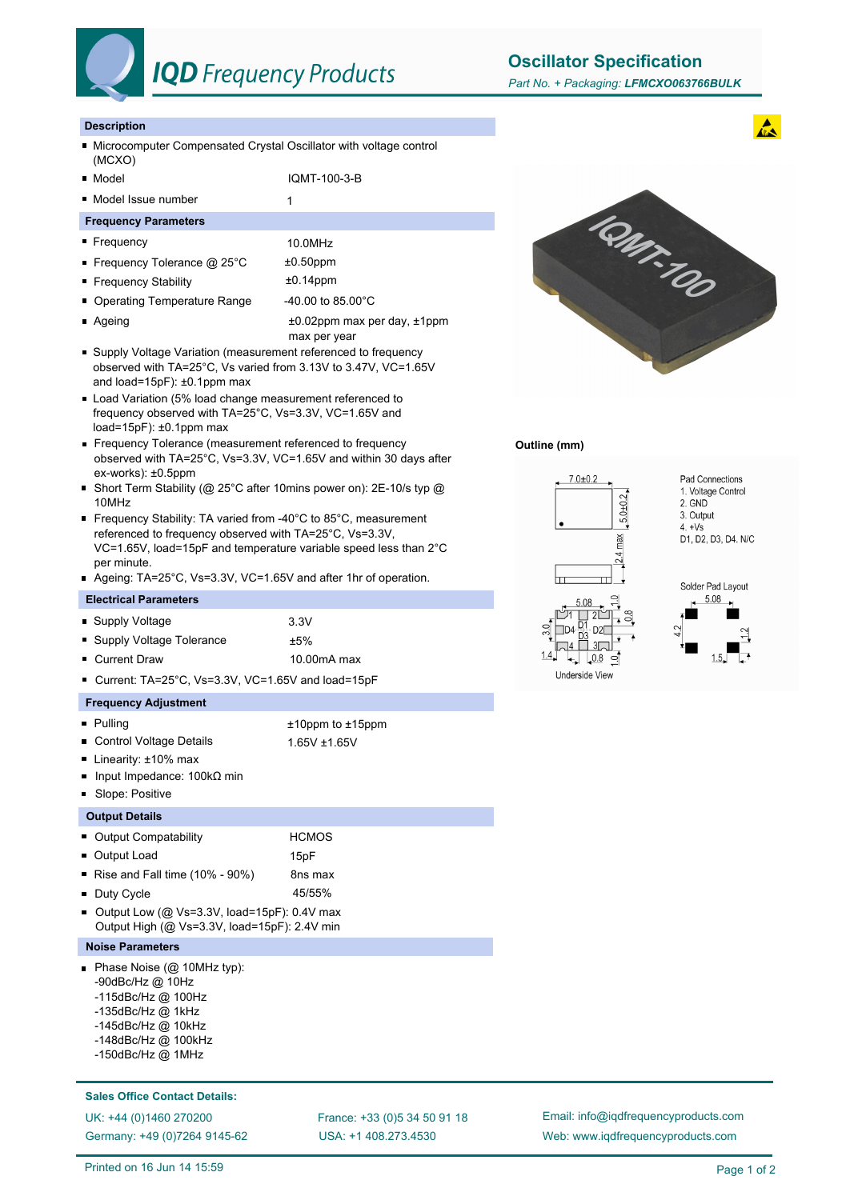# IQD Frequency Products

## Oscillator Specification

*Part No. + Packaging: **LFMCXO063766BULK***

### Description

- Microcomputer Compensated Crystal Oscillator with voltage control (MCXO)
- Model: IQMT-100-3-B
- Model Issue number: 1

### Frequency Parameters

- Frequency: 10.0MHz
- Frequency Tolerance @ 25°C: ±0.50ppm
- Frequency Stability: ±0.14ppm
- Operating Temperature Range: -40.00 to 85.00°C
- Ageing: ±0.02ppm max per day, ±1ppm max per year
- Supply Voltage Variation (measurement referenced to frequency observed with TA=25°C, Vs varied from 3.13V to 3.47V, VC=1.65V and load=15pF): ±0.1ppm max
- Load Variation (5% load change measurement referenced to frequency observed with TA=25°C, Vs=3.3V, VC=1.65V and load=15pF): ±0.1ppm max
- Frequency Tolerance (measurement referenced to frequency observed with TA=25°C, Vs=3.3V, VC=1.65V and within 30 days after ex-works): ±0.5ppm
- Short Term Stability (@ 25°C after 10mins power on): 2E-10/s typ @ 10MHz
- Frequency Stability: TA varied from -40°C to 85°C, measurement referenced to frequency observed with TA=25°C, Vs=3.3V, VC=1.65V, load=15pF and temperature variable speed less than 2°C per minute.
- Ageing: TA=25°C, Vs=3.3V, VC=1.65V and after 1hr of operation.

### Electrical Parameters

- Supply Voltage: 3.3V
- Supply Voltage Tolerance: ±5%
- Current Draw: 10.00mA max
- Current: TA=25°C, Vs=3.3V, VC=1.65V and load=15pF

### Frequency Adjustment

- Pulling: ±10ppm to ±15ppm
- Control Voltage Details: 1.65V ±1.65V
- Linearity: ±10% max
- Input Impedance: 100kΩ min
- Slope: Positive

### Output Details

- Output Compatability: HCMOS
- Output Load: 15pF
- Rise and Fall time (10% - 90%): 8ns max
- Duty Cycle: 45/55%
- Output Low (@ Vs=3.3V, load=15pF): 0.4V max
  Output High (@ Vs=3.3V, load=15pF): 2.4V min

### Noise Parameters

- Phase Noise (@ 10MHz typ):
  -90dBc/Hz @ 10Hz
  -115dBc/Hz @ 100Hz
  -135dBc/Hz @ 1kHz
  -145dBc/Hz @ 10kHz
  -148dBc/Hz @ 100kHz
  -150dBc/Hz @ 1MHz

### Outline (mm)

7.0±0.2, 5.0±0.2, 2.4 max

Pad Connections
1. Voltage Control
2. GND
3. Output
4. +Vs

D1, D2, D3, D4. N/C

Solder Pad Layout: 5.08, 4.2, 1.2, 1.5

Underside View: 5.08, 1.0, 0.8, 3.0, 1.4, 0.8, 1.0

### Sales Office Contact Details:

UK: +44 (0)1460 270200
Germany: +49 (0)7264 9145-62
France: +33 (0)5 34 50 91 18
USA: +1 408.273.4530
Email: info@iqdfrequencyproducts.com
Web: www.iqdfrequencyproducts.com

Printed on 16 Jun 14 15:59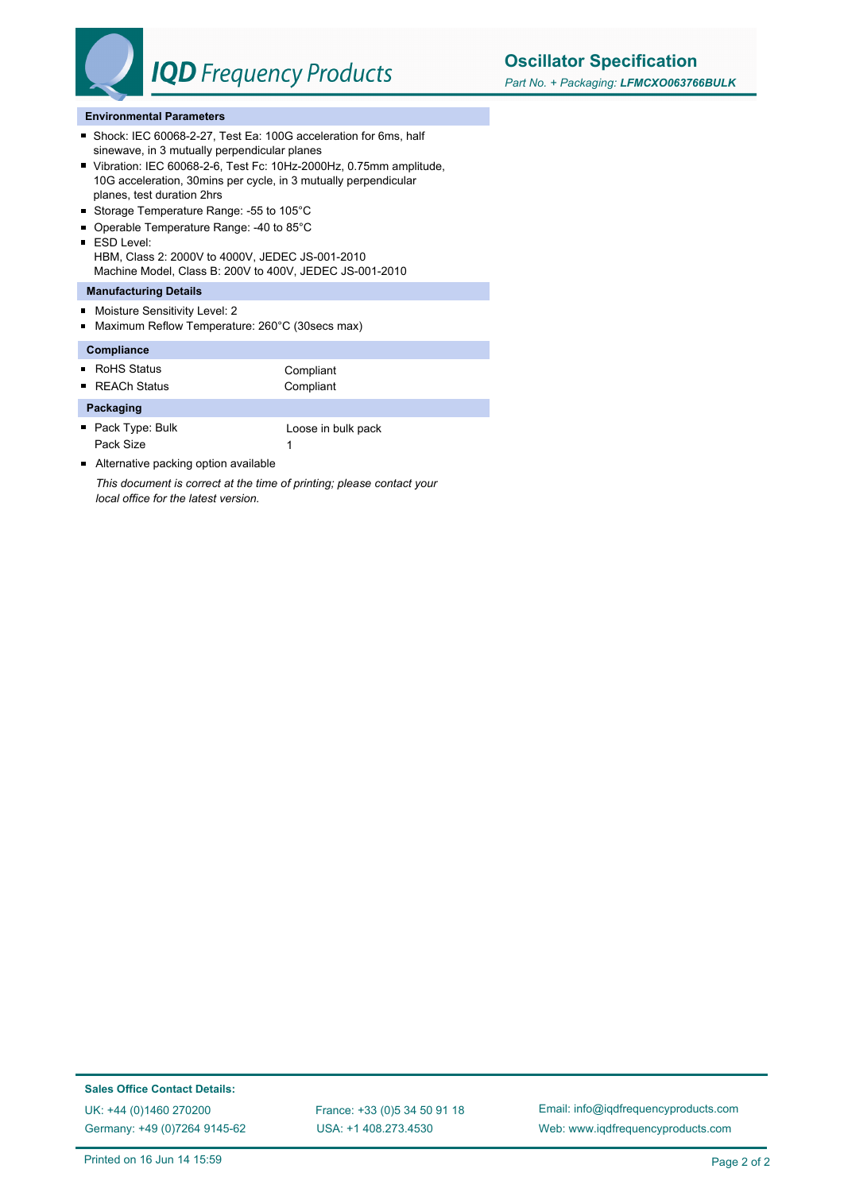## Environmental Parameters

- Shock: IEC 60068-2-27, Test Ea: 100G acceleration for 6ms, half sinewave, in 3 mutually perpendicular planes
- Vibration: IEC 60068-2-6, Test Fc: 10Hz-2000Hz, 0.75mm amplitude, 10G acceleration, 30mins per cycle, in 3 mutually perpendicular planes, test duration 2hrs
- Storage Temperature Range: -55 to 105°C
- Operable Temperature Range: -40 to 85°C
- ESD Level:
  HBM, Class 2: 2000V to 4000V, JEDEC JS-001-2010
  Machine Model, Class B: 200V to 400V, JEDEC JS-001-2010

## Manufacturing Details

- Moisture Sensitivity Level: 2
- Maximum Reflow Temperature: 260°C (30secs max)

## Compliance

| | |
|---|---|
| RoHS Status | Compliant |
| REACh Status | Compliant |

## Packaging

| | |
|---|---|
| Pack Type: Bulk | Loose in bulk pack |
| Pack Size | 1 |

- Alternative packing option available

*This document is correct at the time of printing; please contact your local office for the latest version.*

**Sales Office Contact Details:**

UK: +44 (0)1460 270200
Germany: +49 (0)7264 9145-62
France: +33 (0)5 34 50 91 18
USA: +1 408.273.4530
Email: info@iqdfrequencyproducts.com
Web: www.iqdfrequencyproducts.com

Printed on 16 Jun 14 15:59